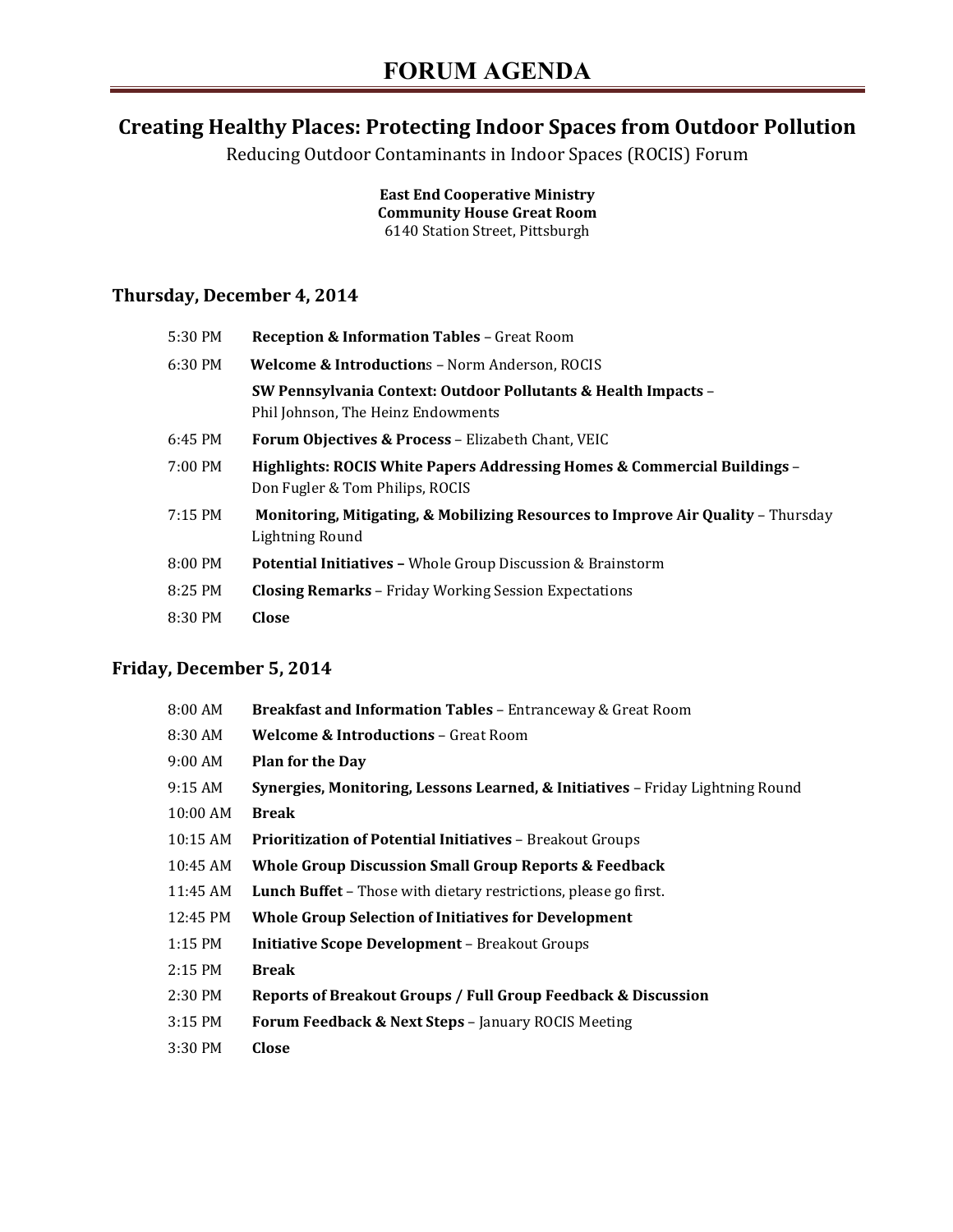# FORUM AGENDA

## Creating Healthy Places: Protecting Indoor Spaces from Outdoor Pollution

Reducing Outdoor Contaminants in Indoor Spaces (ROCIS) Forum

**East End Cooperative Ministry**
**Community House Great Room**
6140 Station Street, Pittsburgh

### Thursday, December 4, 2014

| | |
|---|---|
| 5:30 PM | **Reception & Information Tables** – Great Room |
| 6:30 PM | **Welcome & Introduction**s – Norm Anderson, ROCIS |
| | **SW Pennsylvania Context: Outdoor Pollutants & Health Impacts** – Phil Johnson, The Heinz Endowments |
| 6:45 PM | **Forum Objectives & Process** – Elizabeth Chant, VEIC |
| 7:00 PM | **Highlights: ROCIS White Papers Addressing Homes & Commercial Buildings** – Don Fugler & Tom Philips, ROCIS |
| 7:15 PM | **Monitoring, Mitigating, & Mobilizing Resources to Improve Air Quality** – Thursday Lightning Round |
| 8:00 PM | **Potential Initiatives –** Whole Group Discussion & Brainstorm |
| 8:25 PM | **Closing Remarks** – Friday Working Session Expectations |
| 8:30 PM | **Close** |

### Friday, December 5, 2014

| | |
|---|---|
| 8:00 AM | **Breakfast and Information Tables** – Entranceway & Great Room |
| 8:30 AM | **Welcome & Introductions** – Great Room |
| 9:00 AM | **Plan for the Day** |
| 9:15 AM | **Synergies, Monitoring, Lessons Learned, & Initiatives** – Friday Lightning Round |
| 10:00 AM | **Break** |
| 10:15 AM | **Prioritization of Potential Initiatives** – Breakout Groups |
| 10:45 AM | **Whole Group Discussion Small Group Reports & Feedback** |
| 11:45 AM | **Lunch Buffet** – Those with dietary restrictions, please go first. |
| 12:45 PM | **Whole Group Selection of Initiatives for Development** |
| 1:15 PM | **Initiative Scope Development** – Breakout Groups |
| 2:15 PM | **Break** |
| 2:30 PM | **Reports of Breakout Groups / Full Group Feedback & Discussion** |
| 3:15 PM | **Forum Feedback & Next Steps** – January ROCIS Meeting |
| 3:30 PM | **Close** |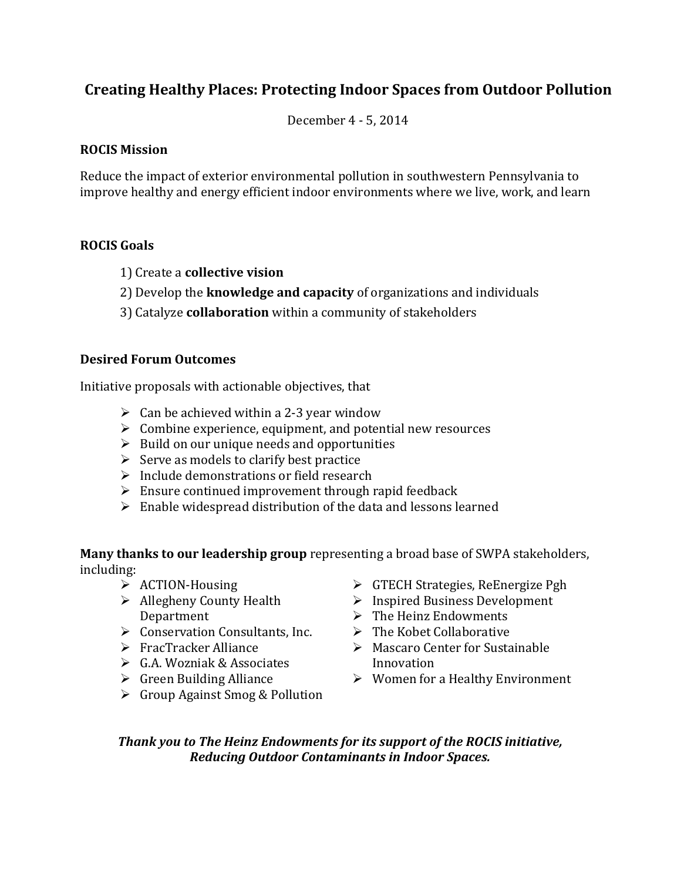# Creating Healthy Places: Protecting Indoor Spaces from Outdoor Pollution

December 4 - 5, 2014

**ROCIS Mission**

Reduce the impact of exterior environmental pollution in southwestern Pennsylvania to improve healthy and energy efficient indoor environments where we live, work, and learn

**ROCIS Goals**

1) Create a **collective vision**
2) Develop the **knowledge and capacity** of organizations and individuals
3) Catalyze **collaboration** within a community of stakeholders

**Desired Forum Outcomes**

Initiative proposals with actionable objectives, that

- Can be achieved within a 2-3 year window
- Combine experience, equipment, and potential new resources
- Build on our unique needs and opportunities
- Serve as models to clarify best practice
- Include demonstrations or field research
- Ensure continued improvement through rapid feedback
- Enable widespread distribution of the data and lessons learned

**Many thanks to our leadership group** representing a broad base of SWPA stakeholders, including:

- ACTION-Housing
- Allegheny County Health Department
- Conservation Consultants, Inc.
- FracTracker Alliance
- G.A. Wozniak & Associates
- Green Building Alliance
- Group Against Smog & Pollution
- GTECH Strategies, ReEnergize Pgh
- Inspired Business Development
- The Heinz Endowments
- The Kobet Collaborative
- Mascaro Center for Sustainable Innovation
- Women for a Healthy Environment

***Thank you to The Heinz Endowments for its support of the ROCIS initiative, Reducing Outdoor Contaminants in Indoor Spaces.***